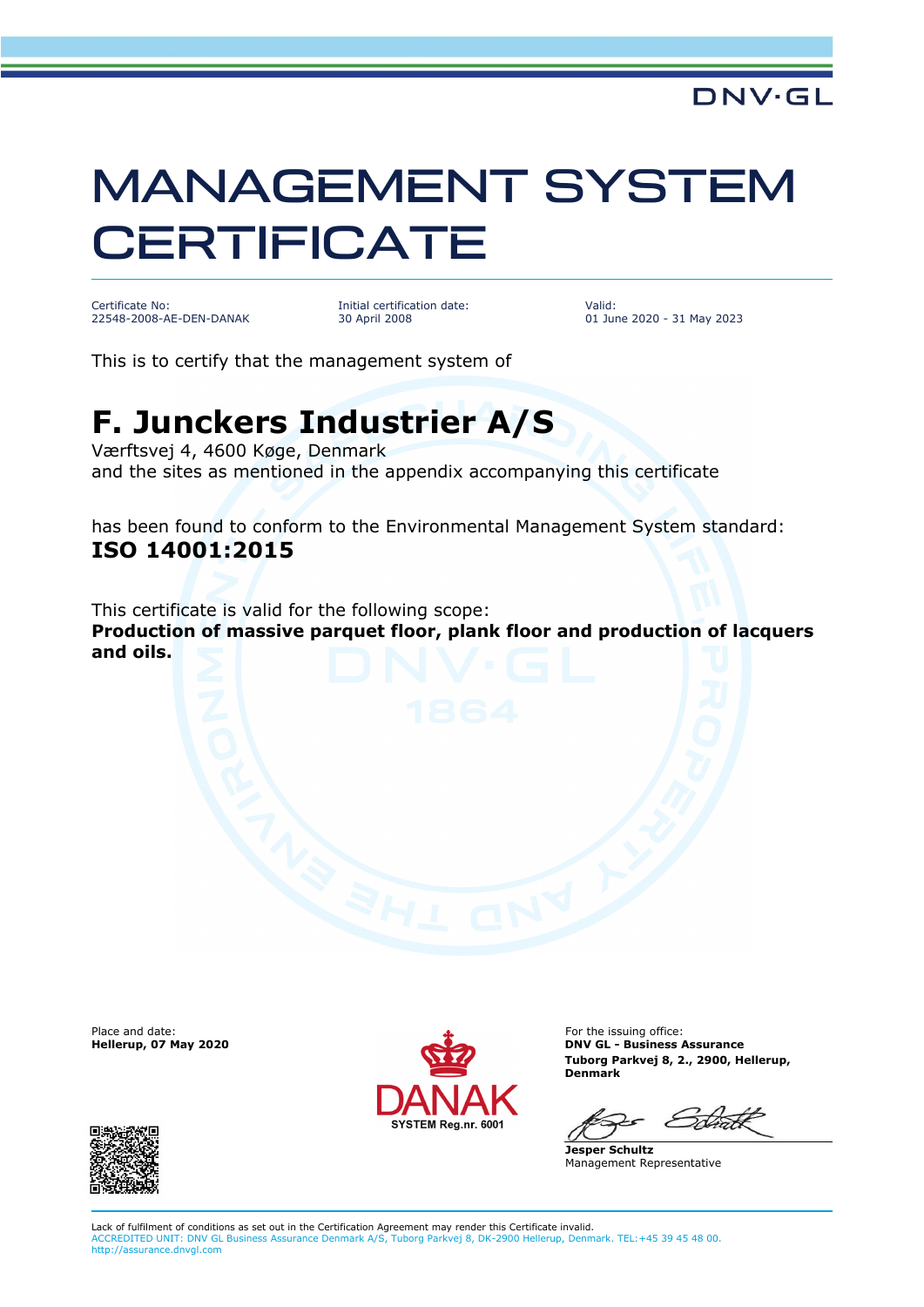DNV·GL

# MANAGEMENT SYSTEM CERTIFICATE

| Certificate No: | Initial certification date: | Valid: |
|---|---|---|
| 22548-2008-AE-DEN-DANAK | 30 April 2008 | 01 June 2020 - 31 May 2023 |

This is to certify that the management system of

## F. Junckers Industrier A/S

Værftsvej 4, 4600 Køge, Denmark
and the sites as mentioned in the appendix accompanying this certificate

has been found to conform to the Environmental Management System standard:

**ISO 14001:2015**

This certificate is valid for the following scope:

**Production of massive parquet floor, plank floor and production of lacquers and oils.**

Place and date:
**Hellerup, 07 May 2020**

DANAK
SYSTEM Reg.nr. 6001

For the issuing office:
**DNV GL - Business Assurance**
**Tuborg Parkvej 8, 2., 2900, Hellerup, Denmark**

**Jesper Schultz**
Management Representative

Lack of fulfilment of conditions as set out in the Certification Agreement may render this Certificate invalid.
ACCREDITED UNIT: DNV GL Business Assurance Denmark A/S, Tuborg Parkvej 8, DK-2900 Hellerup, Denmark. TEL:+45 39 45 48 00. http://assurance.dnvgl.com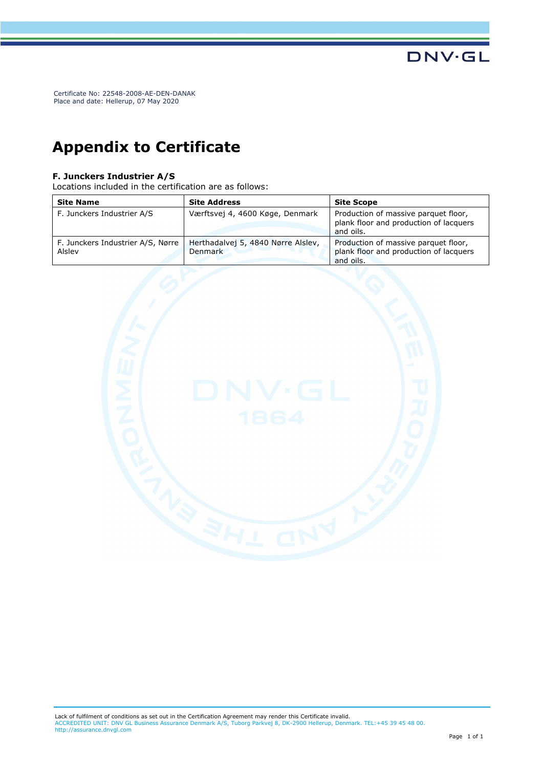Certificate No: 22548-2008-AE-DEN-DANAK
Place and date: Hellerup, 07 May 2020

# Appendix to Certificate

**F. Junckers Industrier A/S**
Locations included in the certification are as follows:

| Site Name | Site Address | Site Scope |
|---|---|---|
| F. Junckers Industrier A/S | Værftsvej 4, 4600 Køge, Denmark | Production of massive parquet floor, plank floor and production of lacquers and oils. |
| F. Junckers Industrier A/S, Nørre Alslev | Herthadalvej 5, 4840 Nørre Alslev, Denmark | Production of massive parquet floor, plank floor and production of lacquers and oils. |

Lack of fulfilment of conditions as set out in the Certification Agreement may render this Certificate invalid.
ACCREDITED UNIT: DNV GL Business Assurance Denmark A/S, Tuborg Parkvej 8, DK-2900 Hellerup, Denmark. TEL:+45 39 45 48 00. http://assurance.dnvgl.com